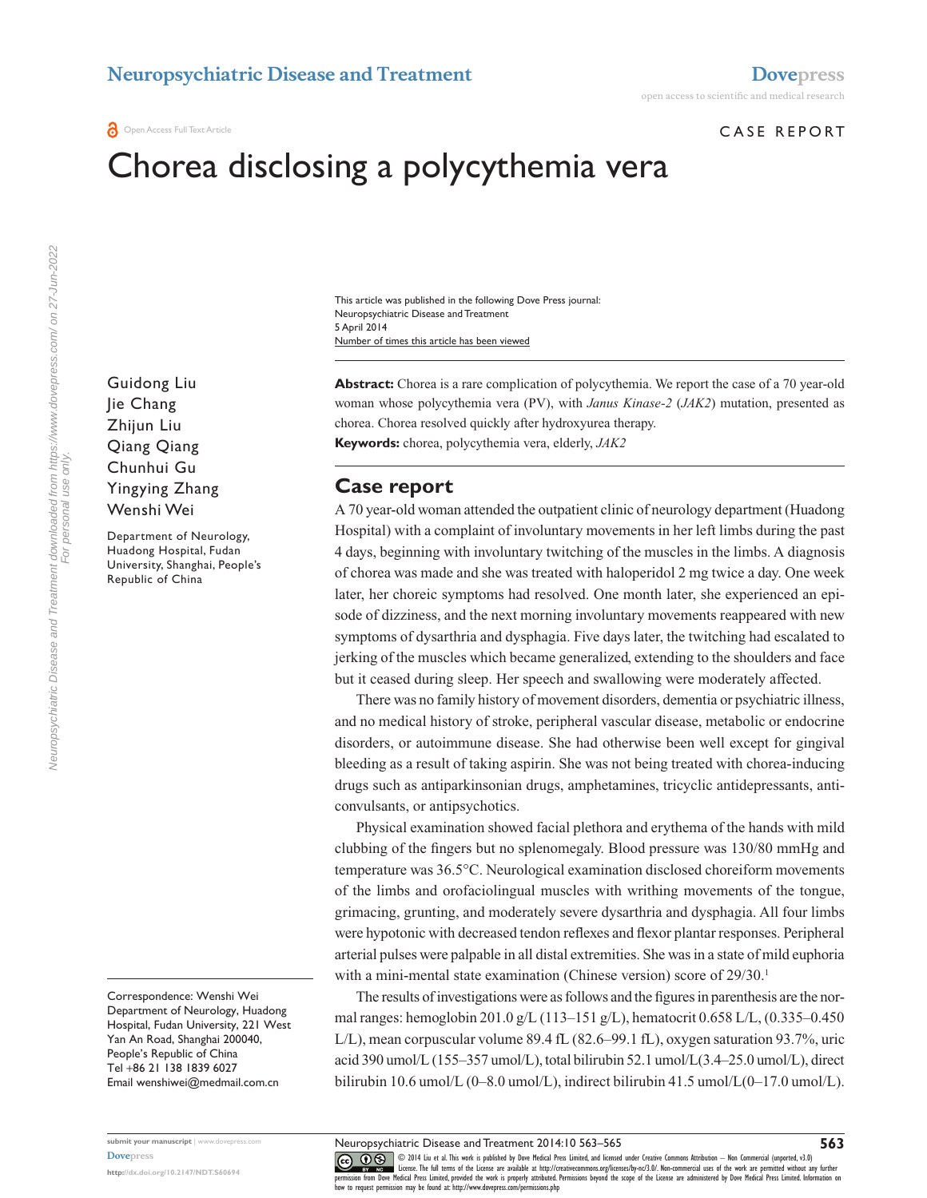Neuropsychiatric Disease and Treatment

Dovepress

open access to scientific and medical research

Open Access Full Text Article

CASE REPORT

# Chorea disclosing a polycythemia vera

This article was published in the following Dove Press journal:
Neuropsychiatric Disease and Treatment
5 April 2014
Number of times this article has been viewed

Guidong Liu
Jie Chang
Zhijun Liu
Qiang Qiang
Chunhui Gu
Yingying Zhang
Wenshi Wei

Department of Neurology, Huadong Hospital, Fudan University, Shanghai, People's Republic of China

**Abstract:** Chorea is a rare complication of polycythemia. We report the case of a 70 year-old woman whose polycythemia vera (PV), with *Janus Kinase-2* (*JAK2*) mutation, presented as chorea. Chorea resolved quickly after hydroxyurea therapy.

**Keywords:** chorea, polycythemia vera, elderly, *JAK2*

## Case report

A 70 year-old woman attended the outpatient clinic of neurology department (Huadong Hospital) with a complaint of involuntary movements in her left limbs during the past 4 days, beginning with involuntary twitching of the muscles in the limbs. A diagnosis of chorea was made and she was treated with haloperidol 2 mg twice a day. One week later, her choreic symptoms had resolved. One month later, she experienced an episode of dizziness, and the next morning involuntary movements reappeared with new symptoms of dysarthria and dysphagia. Five days later, the twitching had escalated to jerking of the muscles which became generalized, extending to the shoulders and face but it ceased during sleep. Her speech and swallowing were moderately affected.

There was no family history of movement disorders, dementia or psychiatric illness, and no medical history of stroke, peripheral vascular disease, metabolic or endocrine disorders, or autoimmune disease. She had otherwise been well except for gingival bleeding as a result of taking aspirin. She was not being treated with chorea-inducing drugs such as antiparkinsonian drugs, amphetamines, tricyclic antidepressants, anticonvulsants, or antipsychotics.

Physical examination showed facial plethora and erythema of the hands with mild clubbing of the fingers but no splenomegaly. Blood pressure was 130/80 mmHg and temperature was 36.5°C. Neurological examination disclosed choreiform movements of the limbs and orofaciolingual muscles with writhing movements of the tongue, grimacing, grunting, and moderately severe dysarthria and dysphagia. All four limbs were hypotonic with decreased tendon reflexes and flexor plantar responses. Peripheral arterial pulses were palpable in all distal extremities. She was in a state of mild euphoria with a mini-mental state examination (Chinese version) score of 29/30.[1]

The results of investigations were as follows and the figures in parenthesis are the normal ranges: hemoglobin 201.0 g/L (113–151 g/L), hematocrit 0.658 L/L, (0.335–0.450 L/L), mean corpuscular volume 89.4 fL (82.6–99.1 fL), oxygen saturation 93.7%, uric acid 390 umol/L (155–357 umol/L), total bilirubin 52.1 umol/L(3.4–25.0 umol/L), direct bilirubin 10.6 umol/L (0–8.0 umol/L), indirect bilirubin 41.5 umol/L(0–17.0 umol/L).

Correspondence: Wenshi Wei
Department of Neurology, Huadong Hospital, Fudan University, 221 West Yan An Road, Shanghai 200040, People's Republic of China
Tel +86 21 138 1839 6027
Email wenshiwei@medmail.com.cn

© 2014 Liu et al. This work is published by Dove Medical Press Limited, and licensed under Creative Commons Attribution – Non Commercial (unported, v3.0) License. The full terms of the License are available at http://creativecommons.org/licenses/by-nc/3.0/. Non-commercial uses of the work are permitted without any further permission from Dove Medical Press Limited, provided the work is properly attributed. Permissions beyond the scope of the License are administered by Dove Medical Press Limited. Information on how to request permission may be found at: http://www.dovepress.com/permissions.php

http://dx.doi.org/10.2147/NDT.S60694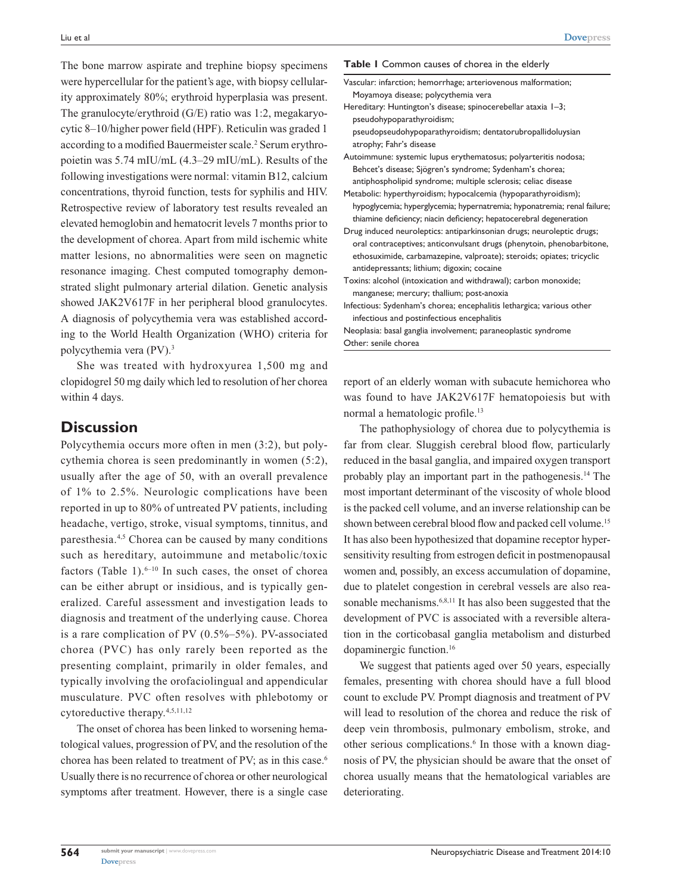The bone marrow aspirate and trephine biopsy specimens were hypercellular for the patient's age, with biopsy cellularity approximately 80%; erythroid hyperplasia was present. The granulocyte/erythroid (G/E) ratio was 1:2, megakaryocytic 8–10/higher power field (HPF). Reticulin was graded 1 according to a modified Bauermeister scale.[2] Serum erythropoietin was 5.74 mIU/mL (4.3–29 mIU/mL). Results of the following investigations were normal: vitamin B12, calcium concentrations, thyroid function, tests for syphilis and HIV. Retrospective review of laboratory test results revealed an elevated hemoglobin and hematocrit levels 7 months prior to the development of chorea. Apart from mild ischemic white matter lesions, no abnormalities were seen on magnetic resonance imaging. Chest computed tomography demonstrated slight pulmonary arterial dilation. Genetic analysis showed JAK2V617F in her peripheral blood granulocytes. A diagnosis of polycythemia vera was established according to the World Health Organization (WHO) criteria for polycythemia vera (PV).[3]

She was treated with hydroxyurea 1,500 mg and clopidogrel 50 mg daily which led to resolution of her chorea within 4 days.

## Discussion

Polycythemia occurs more often in men (3:2), but polycythemia chorea is seen predominantly in women (5:2), usually after the age of 50, with an overall prevalence of 1% to 2.5%. Neurologic complications have been reported in up to 80% of untreated PV patients, including headache, vertigo, stroke, visual symptoms, tinnitus, and paresthesia.[4,5] Chorea can be caused by many conditions such as hereditary, autoimmune and metabolic/toxic factors (Table 1).[6–10] In such cases, the onset of chorea can be either abrupt or insidious, and is typically generalized. Careful assessment and investigation leads to diagnosis and treatment of the underlying cause. Chorea is a rare complication of PV (0.5%–5%). PV-associated chorea (PVC) has only rarely been reported as the presenting complaint, primarily in older females, and typically involving the orofaciolingual and appendicular musculature. PVC often resolves with phlebotomy or cytoreductive therapy.[4,5,11,12]

The onset of chorea has been linked to worsening hematological values, progression of PV, and the resolution of the chorea has been related to treatment of PV; as in this case.[6] Usually there is no recurrence of chorea or other neurological symptoms after treatment. However, there is a single case report of an elderly woman with subacute hemichorea who was found to have JAK2V617F hematopoiesis but with normal a hematologic profile.[13]

**Table 1** Common causes of chorea in the elderly

| |
|---|
| Vascular: infarction; hemorrhage; arteriovenous malformation; Moyamoya disease; polycythemia vera |
| Hereditary: Huntington's disease; spinocerebellar ataxia 1–3; pseudohypoparathyroidism; pseudopseudohypoparathyroidism; dentatorubropallidoluysian atrophy; Fahr's disease |
| Autoimmune: systemic lupus erythematosus; polyarteritis nodosa; Behcet's disease; Sjögren's syndrome; Sydenham's chorea; antiphospholipid syndrome; multiple sclerosis; celiac disease |
| Metabolic: hyperthyroidism; hypocalcemia (hypoparathyroidism); hypoglycemia; hyperglycemia; hypernatremia; hyponatremia; renal failure; thiamine deficiency; niacin deficiency; hepatocerebral degeneration |
| Drug induced neuroleptics: antiparkinsonian drugs; neuroleptic drugs; oral contraceptives; anticonvulsant drugs (phenytoin, phenobarbitone, ethosuximide, carbamazepine, valproate); steroids; opiates; tricyclic antidepressants; lithium; digoxin; cocaine |
| Toxins: alcohol (intoxication and withdrawal); carbon monoxide; manganese; mercury; thallium; post-anoxia |
| Infectious: Sydenham's chorea; encephalitis lethargica; various other infectious and postinfectious encephalitis |
| Neoplasia: basal ganglia involvement; paraneoplastic syndrome |
| Other: senile chorea |

The pathophysiology of chorea due to polycythemia is far from clear. Sluggish cerebral blood flow, particularly reduced in the basal ganglia, and impaired oxygen transport probably play an important part in the pathogenesis.[14] The most important determinant of the viscosity of whole blood is the packed cell volume, and an inverse relationship can be shown between cerebral blood flow and packed cell volume.[15] It has also been hypothesized that dopamine receptor hypersensitivity resulting from estrogen deficit in postmenopausal women and, possibly, an excess accumulation of dopamine, due to platelet congestion in cerebral vessels are also reasonable mechanisms.[6,8,11] It has also been suggested that the development of PVC is associated with a reversible alteration in the corticobasal ganglia metabolism and disturbed dopaminergic function.[16]

We suggest that patients aged over 50 years, especially females, presenting with chorea should have a full blood count to exclude PV. Prompt diagnosis and treatment of PV will lead to resolution of the chorea and reduce the risk of deep vein thrombosis, pulmonary embolism, stroke, and other serious complications.[6] In those with a known diagnosis of PV, the physician should be aware that the onset of chorea usually means that the hematological variables are deteriorating.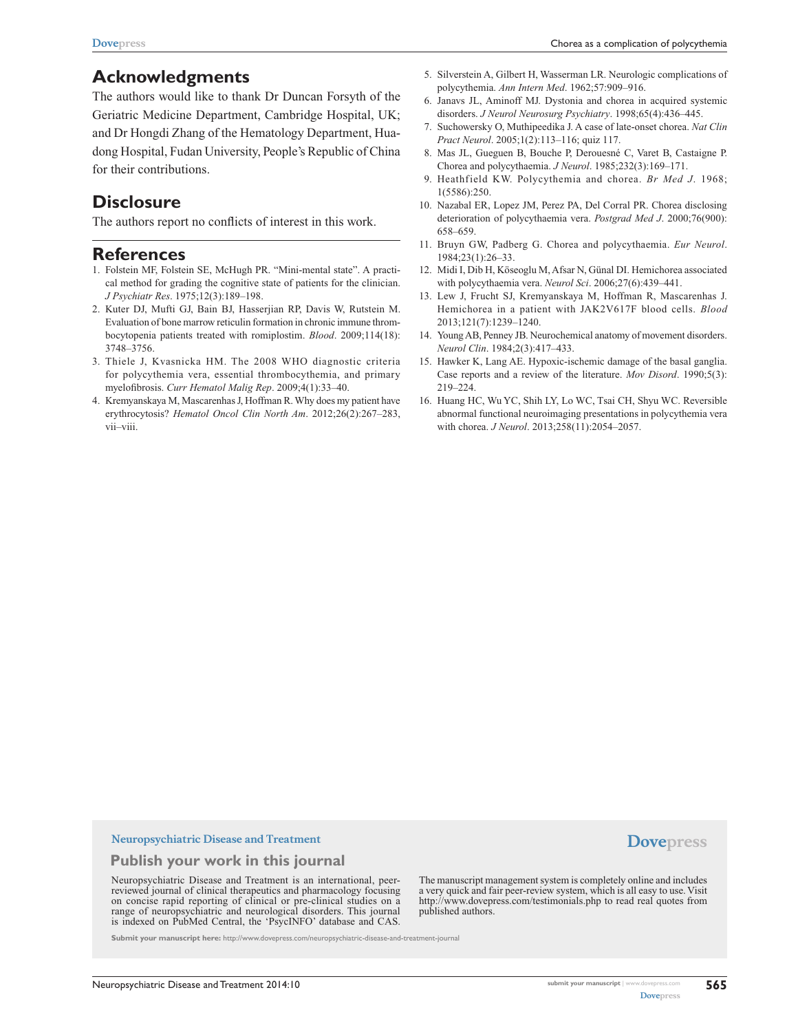## Acknowledgments

The authors would like to thank Dr Duncan Forsyth of the Geriatric Medicine Department, Cambridge Hospital, UK; and Dr Hongdi Zhang of the Hematology Department, Huadong Hospital, Fudan University, People's Republic of China for their contributions.

## Disclosure

The authors report no conflicts of interest in this work.

## References

1. Folstein MF, Folstein SE, McHugh PR. "Mini-mental state". A practical method for grading the cognitive state of patients for the clinician. *J Psychiatr Res*. 1975;12(3):189–198.
2. Kuter DJ, Mufti GJ, Bain BJ, Hasserjian RP, Davis W, Rutstein M. Evaluation of bone marrow reticulin formation in chronic immune thrombocytopenia patients treated with romiplostim. *Blood*. 2009;114(18):3748–3756.
3. Thiele J, Kvasnicka HM. The 2008 WHO diagnostic criteria for polycythemia vera, essential thrombocythemia, and primary myelofibrosis. *Curr Hematol Malig Rep*. 2009;4(1):33–40.
4. Kremyanskaya M, Mascarenhas J, Hoffman R. Why does my patient have erythrocytosis? *Hematol Oncol Clin North Am*. 2012;26(2):267–283, vii–viii.
5. Silverstein A, Gilbert H, Wasserman LR. Neurologic complications of polycythemia. *Ann Intern Med*. 1962;57:909–916.
6. Janavs JL, Aminoff MJ. Dystonia and chorea in acquired systemic disorders. *J Neurol Neurosurg Psychiatry*. 1998;65(4):436–445.
7. Suchowersky O, Muthipeedika J. A case of late-onset chorea. *Nat Clin Pract Neurol*. 2005;1(2):113–116; quiz 117.
8. Mas JL, Gueguen B, Bouche P, Derouesné C, Varet B, Castaigne P. Chorea and polycythaemia. *J Neurol*. 1985;232(3):169–171.
9. Heathfield KW. Polycythemia and chorea. *Br Med J*. 1968;1(5586):250.
10. Nazabal ER, Lopez JM, Perez PA, Del Corral PR. Chorea disclosing deterioration of polycythaemia vera. *Postgrad Med J*. 2000;76(900):658–659.
11. Bruyn GW, Padberg G. Chorea and polycythaemia. *Eur Neurol*. 1984;23(1):26–33.
12. Midi I, Dib H, Köseoglu M, Afsar N, Günal DI. Hemichorea associated with polycythaemia vera. *Neurol Sci*. 2006;27(6):439–441.
13. Lew J, Frucht SJ, Kremyanskaya M, Hoffman R, Mascarenhas J. Hemichorea in a patient with JAK2V617F blood cells. *Blood* 2013;121(7):1239–1240.
14. Young AB, Penney JB. Neurochemical anatomy of movement disorders. *Neurol Clin*. 1984;2(3):417–433.
15. Hawker K, Lang AE. Hypoxic-ischemic damage of the basal ganglia. Case reports and a review of the literature. *Mov Disord*. 1990;5(3):219–224.
16. Huang HC, Wu YC, Shih LY, Lo WC, Tsai CH, Shyu WC. Reversible abnormal functional neuroimaging presentations in polycythemia vera with chorea. *J Neurol*. 2013;258(11):2054–2057.

**Neuropsychiatric Disease and Treatment**

**Publish your work in this journal**

Neuropsychiatric Disease and Treatment is an international, peer-reviewed journal of clinical therapeutics and pharmacology focusing on concise rapid reporting of clinical or pre-clinical studies on a range of neuropsychiatric and neurological disorders. This journal is indexed on PubMed Central, the 'PsycINFO' database and CAS. The manuscript management system is completely online and includes a very quick and fair peer-review system, which is all easy to use. Visit http://www.dovepress.com/testimonials.php to read real quotes from published authors.

**Submit your manuscript here:** http://www.dovepress.com/neuropsychiatric-disease-and-treatment-journal